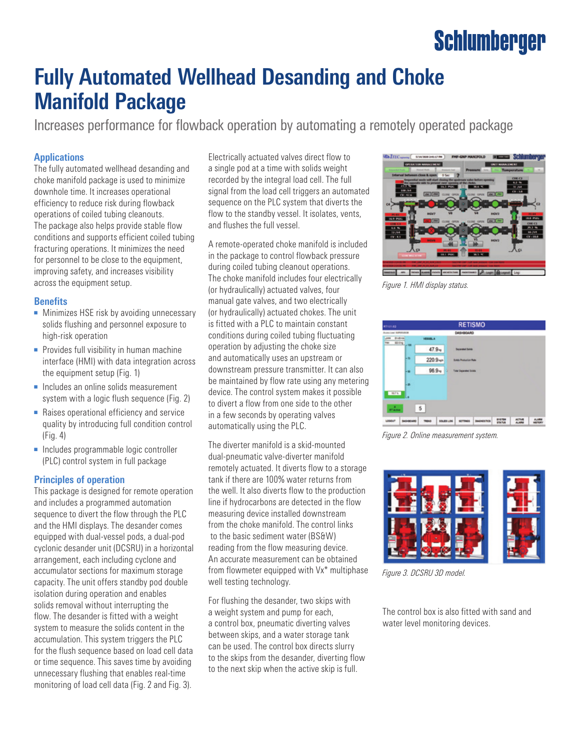# Fully Automated Wellhead Desanding and Choke Manifold Package

Increases performance for flowback operation by automating a remotely operated package

## Applications

The fully automated wellhead desanding and choke manifold package is used to minimize downhole time. It increases operational efficiency to reduce risk during flowback operations of coiled tubing cleanouts. The package also helps provide stable flow conditions and supports efficient coiled tubing fracturing operations. It minimizes the need for personnel to be close to the equipment, improving safety, and increases visibility across the equipment setup.

## Benefits

- Minimizes HSE risk by avoiding unnecessary solids flushing and personnel exposure to high-risk operation
- Provides full visibility in human machine interface (HMI) with data integration across the equipment setup (Fig. 1)
- Includes an online solids measurement system with a logic flush sequence (Fig. 2)
- Raises operational efficiency and service quality by introducing full condition control (Fig. 4)
- Includes programmable logic controller (PLC) control system in full package

## Principles of operation

This package is designed for remote operation and includes a programmed automation sequence to divert the flow through the PLC and the HMI displays. The desander comes equipped with dual-vessel pods, a dual-pod cyclonic desander unit (DCSRU) in a horizontal arrangement, each including cyclone and accumulator sections for maximum storage capacity. The unit offers standby pod double isolation during operation and enables solids removal without interrupting the flow. The desander is fitted with a weight system to measure the solids content in the accumulation. This system triggers the PLC for the flush sequence based on load cell data or time sequence. This saves time by avoiding unnecessary flushing that enables real-time monitoring of load cell data (Fig. 2 and Fig. 3).

Electrically actuated valves direct flow to a single pod at a time with solids weight recorded by the integral load cell. The full signal from the load cell triggers an automated sequence on the PLC system that diverts the flow to the standby vessel. It isolates, vents, and flushes the full vessel.

A remote-operated choke manifold is included in the package to control flowback pressure during coiled tubing cleanout operations. The choke manifold includes four electrically (or hydraulically) actuated valves, four manual gate valves, and two electrically (or hydraulically) actuated chokes. The unit is fitted with a PLC to maintain constant conditions during coiled tubing fluctuating operation by adjusting the choke size and automatically uses an upstream or downstream pressure transmitter. It can also be maintained by flow rate using any metering device. The control system makes it possible to divert a flow from one side to the other in a few seconds by operating valves automatically using the PLC.

The diverter manifold is a skid-mounted dual-pneumatic valve-diverter manifold remotely actuated. It diverts flow to a storage tank if there are 100% water returns from the well. It also diverts flow to the production line if hydrocarbons are detected in the flow measuring device installed downstream from the choke manifold. The control links to the basic sediment water (BS&W) reading from the flow measuring device. An accurate measurement can be obtained from flowmeter equipped with Vx* multiphase well testing technology.

For flushing the desander, two skips with a weight system and pump for each, a control box, pneumatic diverting valves between skips, and a water storage tank can be used. The control box directs slurry to the skips from the desander, diverting flow to the next skip when the active skip is full.

*Figure 1. HMI display status.*

*Figure 2. Online measurement system.*

*Figure 3. DCSRU 3D model.*

The control box is also fitted with sand and water level monitoring devices.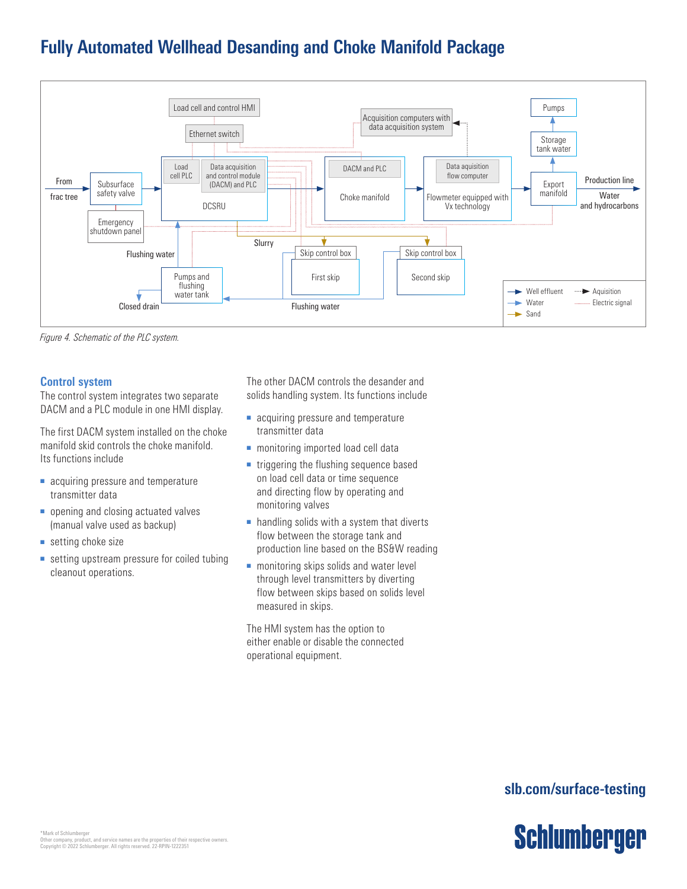# Fully Automated Wellhead Desanding and Choke Manifold Package

Load cell and control HMI
Ethernet switch
Acquisition computers with data acquisition system
Pumps
Storage tank water
From frac tree
Subsurface safety valve
Load cell PLC
Data acquisition and control module (DACM) and PLC
DCSRU
DACM and PLC
Choke manifold
Data aquisition flow computer
Flowmeter equipped with Vx technology
Export manifold
Production line
Water and hydrocarbons
Emergency shutdown panel
Slurry
Flushing water
Skip control box
First skip
Skip control box
Second skip
Pumps and flushing water tank
Closed drain
Flushing water
Well effluent
Water
Sand
Aquisition
Electric signal

*Figure 4. Schematic of the PLC system.*

## Control system

The control system integrates two separate DACM and a PLC module in one HMI display.

The first DACM system installed on the choke manifold skid controls the choke manifold. Its functions include

- acquiring pressure and temperature transmitter data
- opening and closing actuated valves (manual valve used as backup)
- setting choke size
- setting upstream pressure for coiled tubing cleanout operations.

The other DACM controls the desander and solids handling system. Its functions include

- acquiring pressure and temperature transmitter data
- monitoring imported load cell data
- triggering the flushing sequence based on load cell data or time sequence and directing flow by operating and monitoring valves
- handling solids with a system that diverts flow between the storage tank and production line based on the BS&W reading
- monitoring skips solids and water level through level transmitters by diverting flow between skips based on solids level measured in skips.

The HMI system has the option to either enable or disable the connected operational equipment.

slb.com/surface-testing

*Mark of Schlumberger
Other company, product, and service names are the properties of their respective owners.
Copyright © 2022 Schlumberger. All rights reserved. 22-RPIN-1222351

Schlumberger